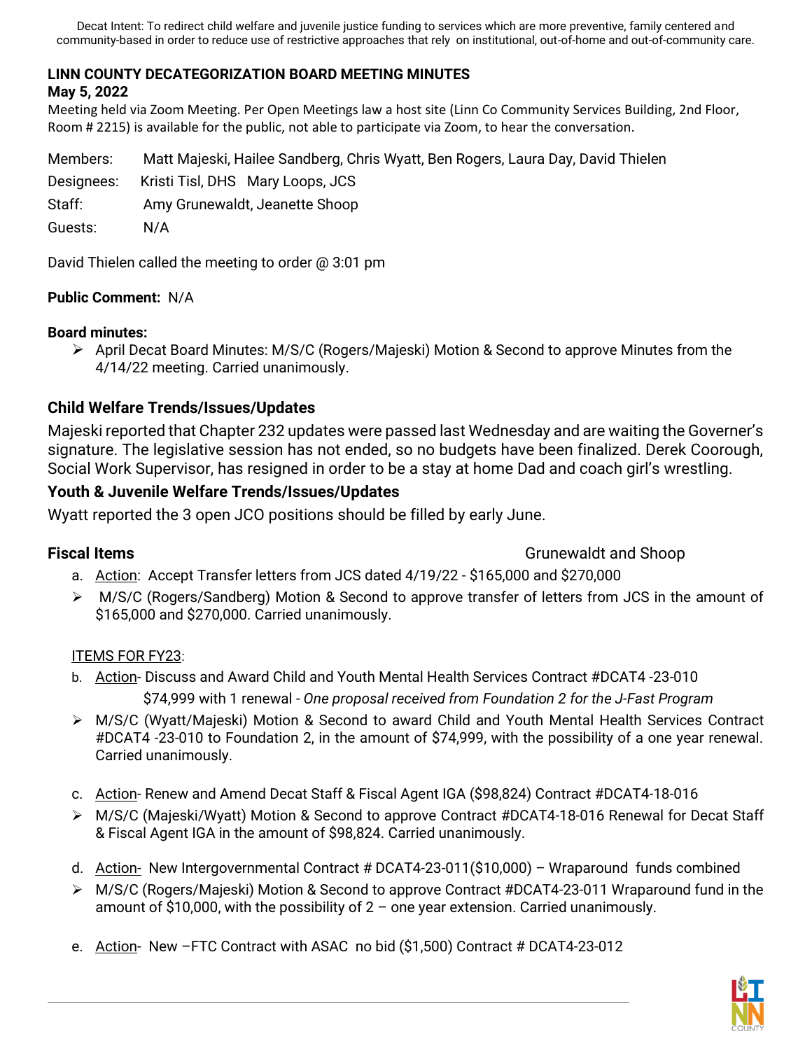Decat Intent: To redirect child welfare and juvenile justice funding to services which are more preventive, family centered and community-based in order to reduce use of restrictive approaches that rely on institutional, out-of-home and out-of-community care.

# LINN COUNTY DECATEGORIZATION BOARD MEETING MINUTES

**May 5, 2022**

Meeting held via Zoom Meeting. Per Open Meetings law a host site (Linn Co Community Services Building, 2nd Floor, Room # 2215) is available for the public, not able to participate via Zoom, to hear the conversation.

Members: Matt Majeski, Hailee Sandberg, Chris Wyatt, Ben Rogers, Laura Day, David Thielen

Designees: Kristi Tisl, DHS Mary Loops, JCS

Staff: Amy Grunewaldt, Jeanette Shoop

Guests: N/A

David Thielen called the meeting to order @ 3:01 pm

**Public Comment:** N/A

**Board minutes:**

- April Decat Board Minutes: M/S/C (Rogers/Majeski) Motion & Second to approve Minutes from the 4/14/22 meeting. Carried unanimously.

## Child Welfare Trends/Issues/Updates

Majeski reported that Chapter 232 updates were passed last Wednesday and are waiting the Governer's signature. The legislative session has not ended, so no budgets have been finalized. Derek Coorough, Social Work Supervisor, has resigned in order to be a stay at home Dad and coach girl's wrestling.

## Youth & Juvenile Welfare Trends/Issues/Updates

Wyatt reported the 3 open JCO positions should be filled by early June.

## Fiscal Items — Grunewaldt and Shoop

a. Action: Accept Transfer letters from JCS dated 4/19/22 - $165,000 and $270,000

- M/S/C (Rogers/Sandberg) Motion & Second to approve transfer of letters from JCS in the amount of $165,000 and $270,000. Carried unanimously.

ITEMS FOR FY23:

b. Action- Discuss and Award Child and Youth Mental Health Services Contract #DCAT4 -23-010 $74,999 with 1 renewal - *One proposal received from Foundation 2 for the J-Fast Program*

- M/S/C (Wyatt/Majeski) Motion & Second to award Child and Youth Mental Health Services Contract #DCAT4 -23-010 to Foundation 2, in the amount of $74,999, with the possibility of a one year renewal. Carried unanimously.

c. Action- Renew and Amend Decat Staff & Fiscal Agent IGA ($98,824) Contract #DCAT4-18-016

- M/S/C (Majeski/Wyatt) Motion & Second to approve Contract #DCAT4-18-016 Renewal for Decat Staff & Fiscal Agent IGA in the amount of $98,824. Carried unanimously.

d. Action- New Intergovernmental Contract # DCAT4-23-011($10,000) – Wraparound funds combined

- M/S/C (Rogers/Majeski) Motion & Second to approve Contract #DCAT4-23-011 Wraparound fund in the amount of $10,000, with the possibility of 2 – one year extension. Carried unanimously.

e. Action- New –FTC Contract with ASAC no bid ($1,500) Contract # DCAT4-23-012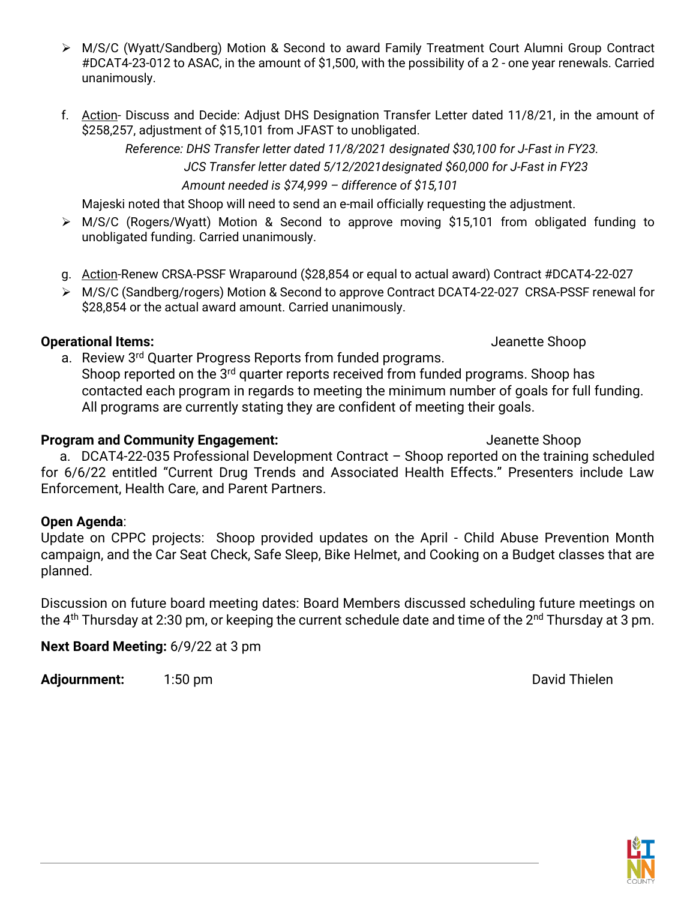- M/S/C (Wyatt/Sandberg) Motion & Second to award Family Treatment Court Alumni Group Contract #DCAT4-23-012 to ASAC, in the amount of $1,500, with the possibility of a 2 - one year renewals. Carried unanimously.

f. Action- Discuss and Decide: Adjust DHS Designation Transfer Letter dated 11/8/21, in the amount of $258,257, adjustment of $15,101 from JFAST to unobligated.

*Reference: DHS Transfer letter dated 11/8/2021 designated $30,100 for J-Fast in FY23.*
*JCS Transfer letter dated 5/12/2021designated $60,000 for J-Fast in FY23*
*Amount needed is $74,999 – difference of $15,101*

Majeski noted that Shoop will need to send an e-mail officially requesting the adjustment.

- M/S/C (Rogers/Wyatt) Motion & Second to approve moving $15,101 from obligated funding to unobligated funding. Carried unanimously.

g. Action-Renew CRSA-PSSF Wraparound ($28,854 or equal to actual award) Contract #DCAT4-22-027

- M/S/C (Sandberg/rogers) Motion & Second to approve Contract DCAT4-22-027 CRSA-PSSF renewal for $28,854 or the actual award amount. Carried unanimously.

**Operational Items:** Jeanette Shoop

a. Review 3rd Quarter Progress Reports from funded programs.
Shoop reported on the 3rd quarter reports received from funded programs. Shoop has contacted each program in regards to meeting the minimum number of goals for full funding. All programs are currently stating they are confident of meeting their goals.

**Program and Community Engagement:** Jeanette Shoop

a. DCAT4-22-035 Professional Development Contract – Shoop reported on the training scheduled for 6/6/22 entitled "Current Drug Trends and Associated Health Effects." Presenters include Law Enforcement, Health Care, and Parent Partners.

**Open Agenda**:

Update on CPPC projects: Shoop provided updates on the April - Child Abuse Prevention Month campaign, and the Car Seat Check, Safe Sleep, Bike Helmet, and Cooking on a Budget classes that are planned.

Discussion on future board meeting dates: Board Members discussed scheduling future meetings on the 4th Thursday at 2:30 pm, or keeping the current schedule date and time of the 2nd Thursday at 3 pm.

**Next Board Meeting:** 6/9/22 at 3 pm

**Adjournment:** 1:50 pm David Thielen